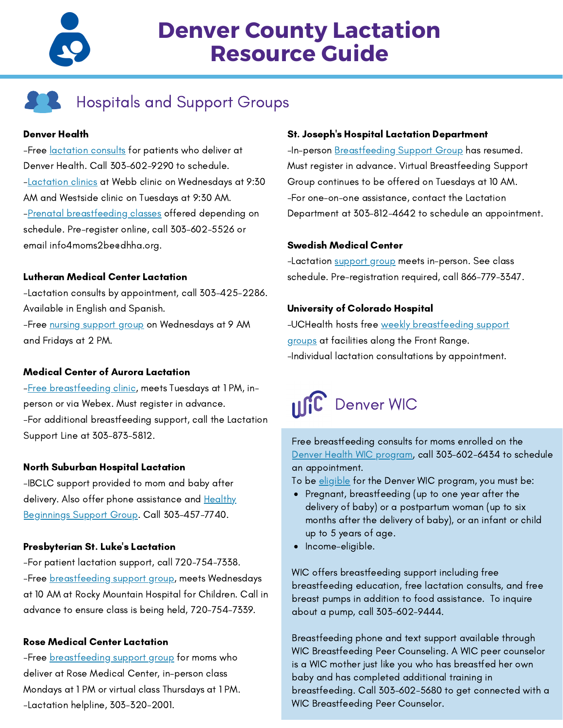# Denver County Lactation Resource Guide

## Hospitals and Support Groups

**Denver Health**

-Free lactation consults for patients who deliver at Denver Health. Call 303-602-9290 to schedule.

-Lactation clinics at Webb clinic on Wednesdays at 9:30 AM and Westside clinic on Tuesdays at 9:30 AM.

-Prenatal breastfeeding classes offered depending on schedule. Pre-register online, call 303-602-5526 or email info4moms2be@dhha.org.

**Lutheran Medical Center Lactation**

-Lactation consults by appointment, call 303-425-2286. Available in English and Spanish.

-Free nursing support group on Wednesdays at 9 AM and Fridays at 2 PM.

**Medical Center of Aurora Lactation**

-Free breastfeeding clinic, meets Tuesdays at 1 PM, in-person or via Webex. Must register in advance.

-For additional breastfeeding support, call the Lactation Support Line at 303-873-5812.

**North Suburban Hospital Lactation**

-IBCLC support provided to mom and baby after delivery. Also offer phone assistance and Healthy Beginnings Support Group. Call 303-457-7740.

**Presbyterian St. Luke's Lactation**

-For patient lactation support, call 720-754-7338.

-Free breastfeeding support group, meets Wednesdays at 10 AM at Rocky Mountain Hospital for Children. Call in advance to ensure class is being held, 720-754-7339.

**Rose Medical Center Lactation**

-Free breastfeeding support group for moms who deliver at Rose Medical Center, in-person class Mondays at 1 PM or virtual class Thursdays at 1 PM.

-Lactation helpline, 303-320-2001.

**St. Joseph's Hospital Lactation Department**

-In-person Breastfeeding Support Group has resumed. Must register in advance. Virtual Breastfeeding Support Group continues to be offered on Tuesdays at 10 AM.

-For one-on-one assistance, contact the Lactation Department at 303-812-4642 to schedule an appointment.

**Swedish Medical Center**

-Lactation support group meets in-person. See class schedule. Pre-registration required, call 866-779-3347.

**University of Colorado Hospital**

-UCHealth hosts free weekly breastfeeding support groups at facilities along the Front Range.

-Individual lactation consultations by appointment.

## Denver WIC

Free breastfeeding consults for moms enrolled on the Denver Health WIC program, call 303-602-6434 to schedule an appointment.

To be eligible for the Denver WIC program, you must be:

- Pregnant, breastfeeding (up to one year after the delivery of baby) or a postpartum woman (up to six months after the delivery of baby), or an infant or child up to 5 years of age.
- Income-eligible.

WIC offers breastfeeding support including free breastfeeding education, free lactation consults, and free breast pumps in addition to food assistance. To inquire about a pump, call 303-602-9444.

Breastfeeding phone and text support available through WIC Breastfeeding Peer Counseling. A WIC peer counselor is a WIC mother just like you who has breastfed her own baby and has completed additional training in breastfeeding. Call 303-602-5680 to get connected with a WIC Breastfeeding Peer Counselor.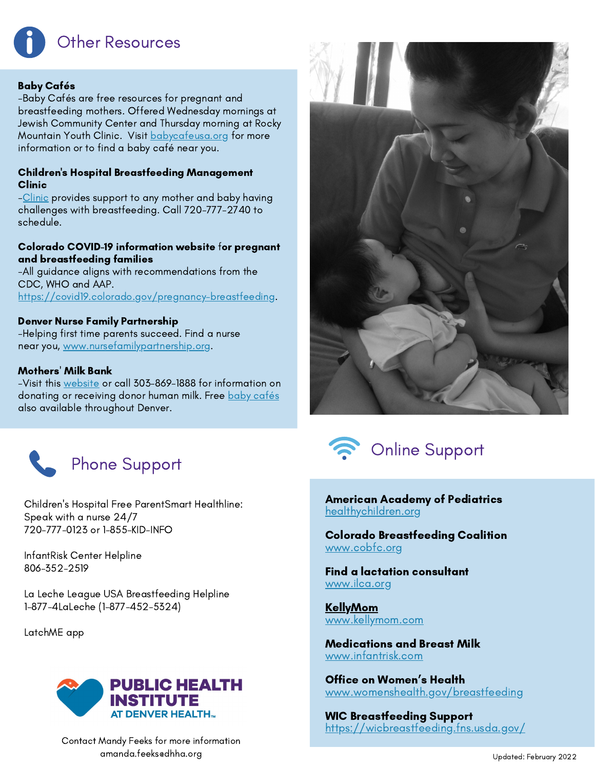## Other Resources

**Baby Cafés**
-Baby Cafés are free resources for pregnant and breastfeeding mothers. Offered Wednesday mornings at Jewish Community Center and Thursday morning at Rocky Mountain Youth Clinic. Visit babycafeusa.org for more information or to find a baby café near you.

**Children's Hospital Breastfeeding Management Clinic**
-Clinic provides support to any mother and baby having challenges with breastfeeding. Call 720-777-2740 to schedule.

**Colorado COVID-19 information website for pregnant and breastfeeding families**
-All guidance aligns with recommendations from the CDC, WHO and AAP.
https://covid19.colorado.gov/pregnancy-breastfeeding.

**Denver Nurse Family Partnership**
-Helping first time parents succeed. Find a nurse near you, www.nursefamilypartnership.org.

**Mothers' Milk Bank**
-Visit this website or call 303-869-1888 for information on donating or receiving donor human milk. Free baby cafés also available throughout Denver.

## Phone Support

Children's Hospital Free ParentSmart Healthline:
Speak with a nurse 24/7
720-777-0123 or 1-855-KID-INFO

InfantRisk Center Helpline
806-352-2519

La Leche League USA Breastfeeding Helpline
1-877-4LaLeche (1-877-452-5324)

LatchME app

PUBLIC HEALTH INSTITUTE AT DENVER HEALTH

Contact Mandy Feeks for more information
amanda.feeks@dhha.org

## Online Support

**American Academy of Pediatrics**
healthychildren.org

**Colorado Breastfeeding Coalition**
www.cobfc.org

**Find a lactation consultant**
www.ilca.org

**KellyMom**
www.kellymom.com

**Medications and Breast Milk**
www.infantrisk.com

**Office on Women's Health**
www.womenshealth.gov/breastfeeding

**WIC Breastfeeding Support**
https://wicbreastfeeding.fns.usda.gov/

Updated: February 2022